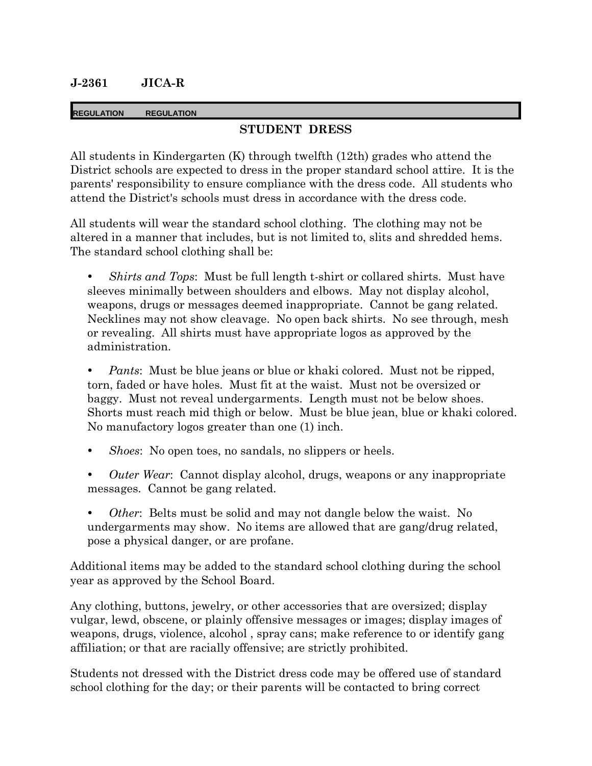**J-2361 JICA-R**

REGULATION REGULATION

## STUDENT DRESS

All students in Kindergarten (K) through twelfth (12th) grades who attend the District schools are expected to dress in the proper standard school attire. It is the parents' responsibility to ensure compliance with the dress code. All students who attend the District's schools must dress in accordance with the dress code.

All students will wear the standard school clothing. The clothing may not be altered in a manner that includes, but is not limited to, slits and shredded hems. The standard school clothing shall be:

- *Shirts and Tops*: Must be full length t-shirt or collared shirts. Must have sleeves minimally between shoulders and elbows. May not display alcohol, weapons, drugs or messages deemed inappropriate. Cannot be gang related. Necklines may not show cleavage. No open back shirts. No see through, mesh or revealing. All shirts must have appropriate logos as approved by the administration.

- *Pants*: Must be blue jeans or blue or khaki colored. Must not be ripped, torn, faded or have holes. Must fit at the waist. Must not be oversized or baggy. Must not reveal undergarments. Length must not be below shoes. Shorts must reach mid thigh or below. Must be blue jean, blue or khaki colored. No manufactory logos greater than one (1) inch.

- *Shoes*: No open toes, no sandals, no slippers or heels.

- *Outer Wear*: Cannot display alcohol, drugs, weapons or any inappropriate messages. Cannot be gang related.

- *Other*: Belts must be solid and may not dangle below the waist. No undergarments may show. No items are allowed that are gang/drug related, pose a physical danger, or are profane.

Additional items may be added to the standard school clothing during the school year as approved by the School Board.

Any clothing, buttons, jewelry, or other accessories that are oversized; display vulgar, lewd, obscene, or plainly offensive messages or images; display images of weapons, drugs, violence, alcohol , spray cans; make reference to or identify gang affiliation; or that are racially offensive; are strictly prohibited.

Students not dressed with the District dress code may be offered use of standard school clothing for the day; or their parents will be contacted to bring correct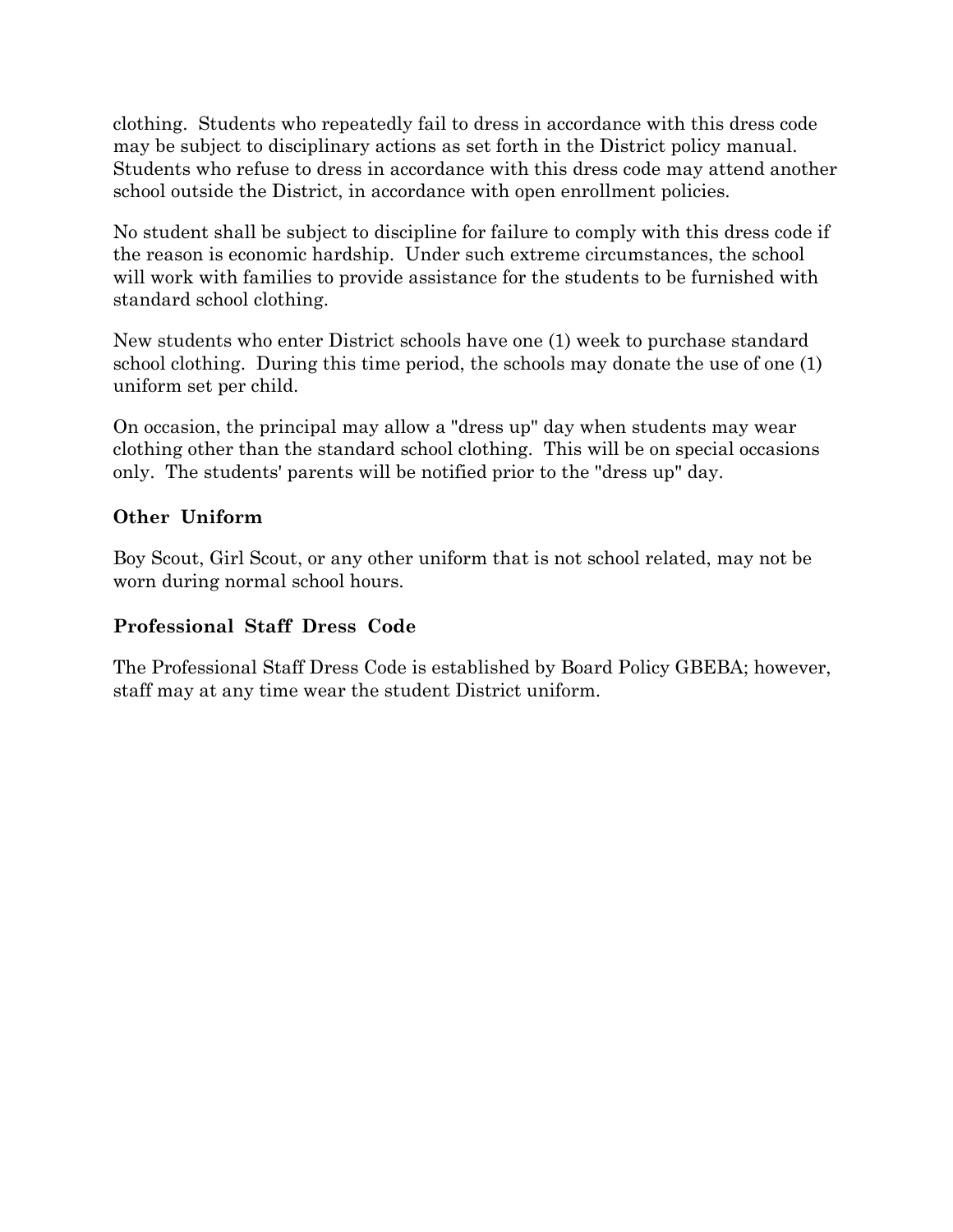clothing. Students who repeatedly fail to dress in accordance with this dress code may be subject to disciplinary actions as set forth in the District policy manual. Students who refuse to dress in accordance with this dress code may attend another school outside the District, in accordance with open enrollment policies.

No student shall be subject to discipline for failure to comply with this dress code if the reason is economic hardship. Under such extreme circumstances, the school will work with families to provide assistance for the students to be furnished with standard school clothing.

New students who enter District schools have one (1) week to purchase standard school clothing. During this time period, the schools may donate the use of one (1) uniform set per child.

On occasion, the principal may allow a "dress up" day when students may wear clothing other than the standard school clothing. This will be on special occasions only. The students' parents will be notified prior to the "dress up" day.

**Other Uniform**

Boy Scout, Girl Scout, or any other uniform that is not school related, may not be worn during normal school hours.

**Professional Staff Dress Code**

The Professional Staff Dress Code is established by Board Policy GBEBA; however, staff may at any time wear the student District uniform.